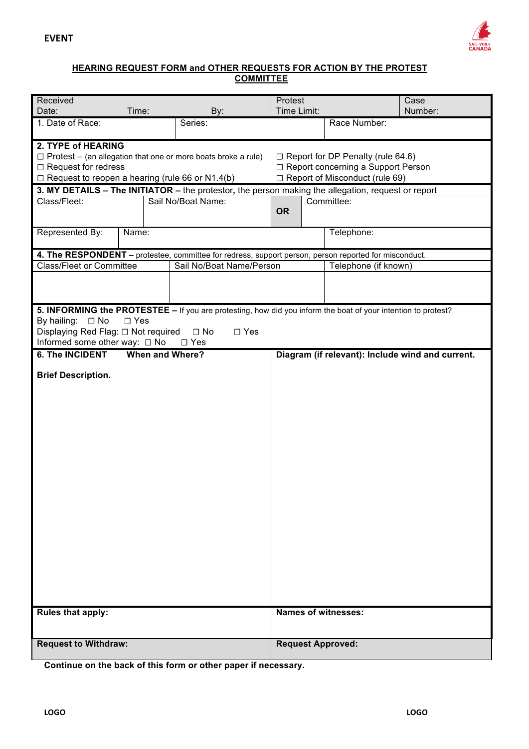**EVENT**

## HEARING REQUEST FORM and OTHER REQUESTS FOR ACTION BY THE PROTEST COMMITTEE

| Received Date: | Time: | By: | Protest Time Limit: | Case Number: |
|---|---|---|---|---|

| 1. Date of Race: | Series: | Race Number: |
|---|---|---|

**2. TYPE of HEARING**

- ☐ Protest – (an allegation that one or more boats broke a rule)
- ☐ Request for redress
- ☐ Request to reopen a hearing (rule 66 or N1.4(b)
- ☐ Report for DP Penalty (rule 64.6)
- ☐ Report concerning a Support Person
- ☐ Report of Misconduct (rule 69)

**3. MY DETAILS – The INITIATOR –** the protestor**,** the person making the allegation, request or report

| Class/Fleet: | Sail No/Boat Name: | OR | Committee: |
|---|---|---|---|

| Represented By: | Name: | Telephone: |
|---|---|---|

**4. The RESPONDENT –** protestee, committee for redress, support person, person reported for misconduct.

| Class/Fleet or Committee | Sail No/Boat Name/Person | Telephone (if known) |
|---|---|---|
| | | |

**5. INFORMING the PROTESTEE –** If you are protesting, how did you inform the boat of your intention to protest?

By hailing: ☐ No ☐ Yes

Displaying Red Flag: ☐ Not required ☐ No ☐ Yes

Informed some other way: ☐ No ☐ Yes

| **6. The INCIDENT When and Where?** | **Diagram (if relevant): Include wind and current.** |
|---|---|
| **Brief Description.** | |
| **Rules that apply:** | **Names of witnesses:** |
| **Request to Withdraw:** | **Request Approved:** |

**Continue on the back of this form or other paper if necessary.**

LOGO LOGO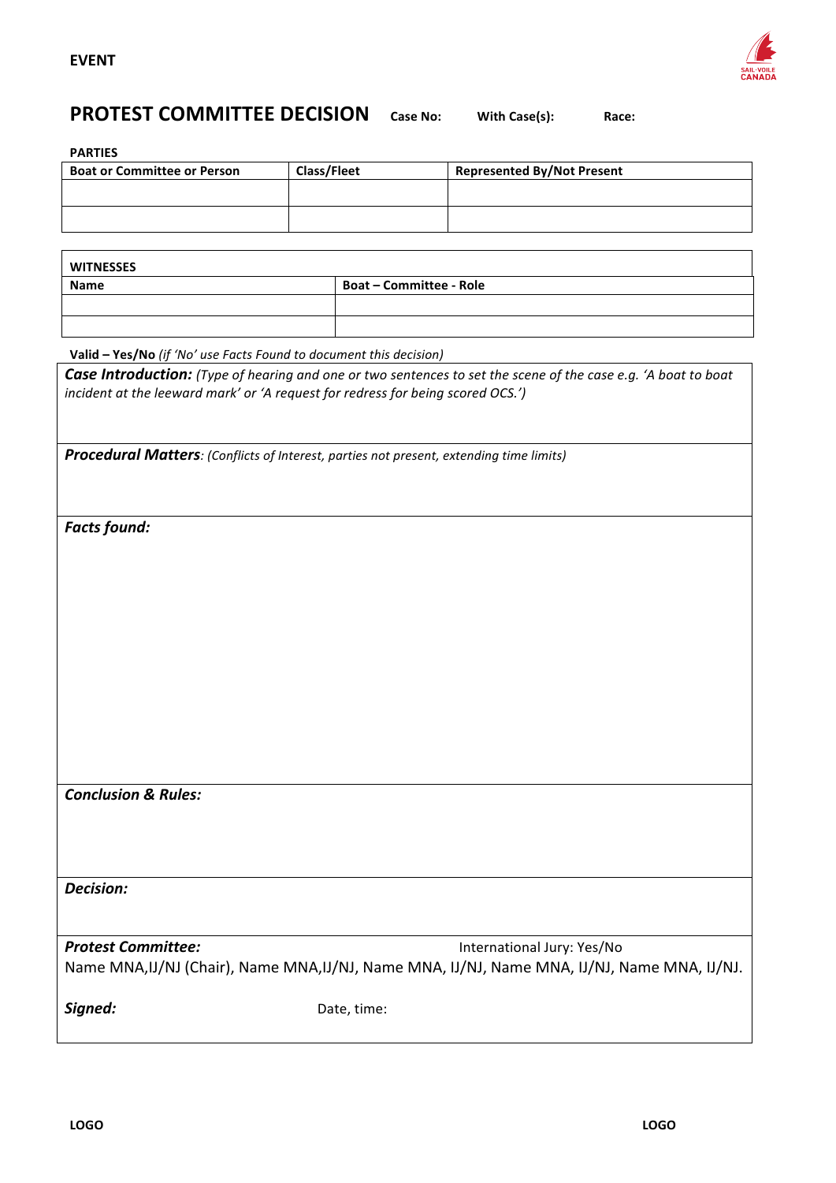**EVENT**

# PROTEST COMMITTEE DECISION

**Case No:** **With Case(s):** **Race:**

**PARTIES**

| Boat or Committee or Person | Class/Fleet | Represented By/Not Present |
|---|---|---|
| | | |
| | | |

**WITNESSES**

| Name | Boat – Committee - Role |
|---|---|
| | |
| | |

**Valid – Yes/No** *(if 'No' use Facts Found to document this decision)*

***Case Introduction:*** *(Type of hearing and one or two sentences to set the scene of the case e.g. 'A boat to boat incident at the leeward mark' or 'A request for redress for being scored OCS.')*

***Procedural Matters****: (Conflicts of Interest, parties not present, extending time limits)*

***Facts found:***

***Conclusion & Rules:***

***Decision:***

***Protest Committee:*** International Jury: Yes/No

Name MNA,IJ/NJ (Chair), Name MNA,IJ/NJ, Name MNA, IJ/NJ, Name MNA, IJ/NJ, Name MNA, IJ/NJ.

***Signed:*** Date, time:

**LOGO** **LOGO**